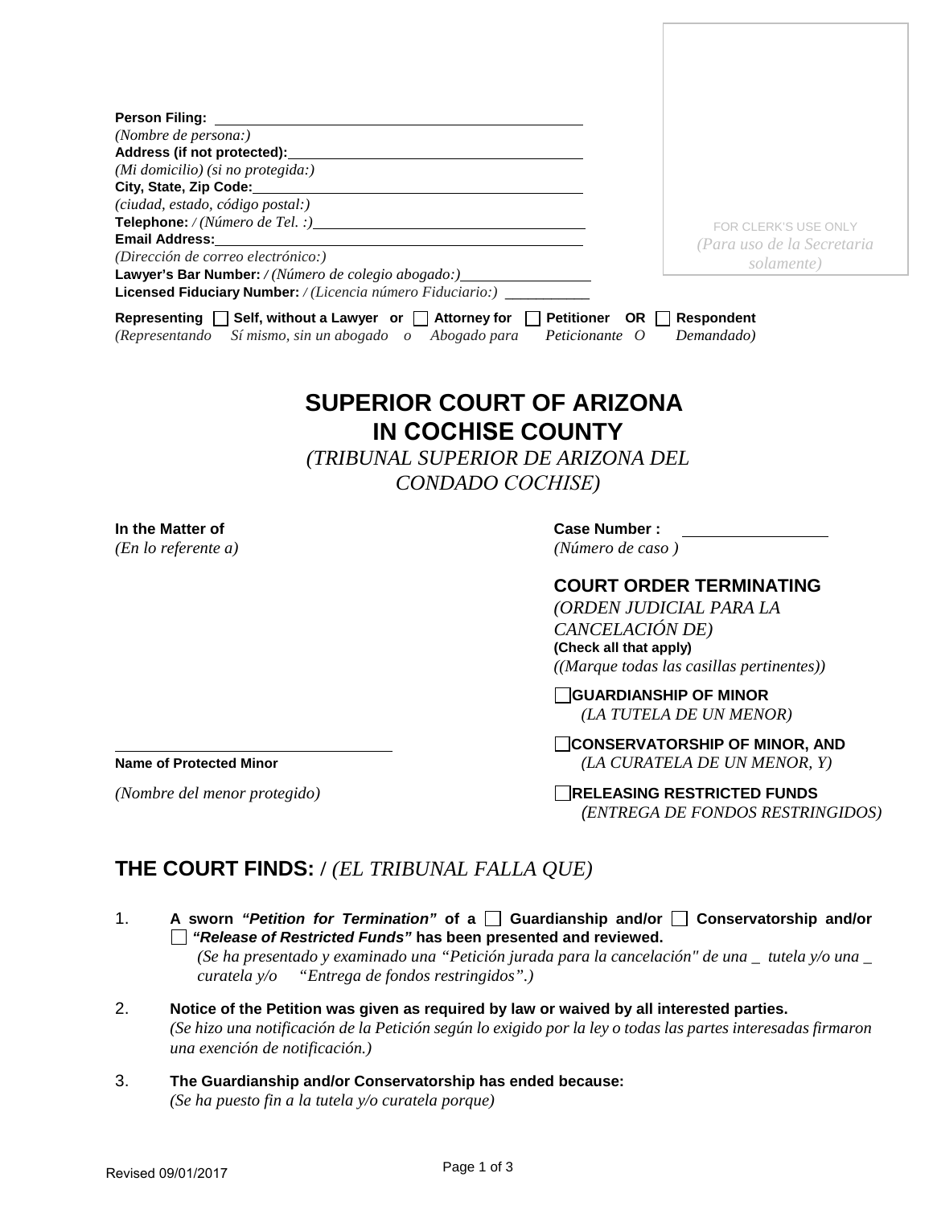Person Filing: ______________________________________________
*(Nombre de persona:)*
Address (if not protected): ______________________________________
*(Mi domicilio) (si no protegida:)*
City, State, Zip Code: __________________________________________
*(ciudad, estado, código postal:)*
Telephone: / *(Número de Tel. :)* ________________________________
Email Address: _________________________________________________
*(Dirección de correo electrónico:)*
Lawyer's Bar Number: / *(Número de colegio abogado:)* _______________
Licensed Fiduciary Number: / *(Licencia número Fiduciario:)* ___________

FOR CLERK'S USE ONLY
*(Para uso de la Secretaria solamente)*

Representing ☐ Self, without a Lawyer or ☐ Attorney for ☐ Petitioner OR ☐ Respondent
*(Representando Sí mismo, sin un abogado o Abogado para Peticionante O Demandado)*

# SUPERIOR COURT OF ARIZONA IN COCHISE COUNTY

*(TRIBUNAL SUPERIOR DE ARIZONA DEL CONDADO COCHISE)*

**In the Matter of**
*(En lo referente a)*

__________________________________
**Name of Protected Minor**

*(Nombre del menor protegido)*

**Case Number :** ________________
*(Número de caso )*

## COURT ORDER TERMINATING

*(ORDEN JUDICIAL PARA LA CANCELACIÓN DE)*
**(Check all that apply)**
*((Marque todas las casillas pertinentes))*

☐ **GUARDIANSHIP OF MINOR**
*(LA TUTELA DE UN MENOR)*

☐ **CONSERVATORSHIP OF MINOR, AND**
*(LA CURATELA DE UN MENOR, Y)*

☐ **RELEASING RESTRICTED FUNDS**
*(ENTREGA DE FONDOS RESTRINGIDOS)*

## THE COURT FINDS: / *(EL TRIBUNAL FALLA QUE)*

1. **A sworn *"Petition for Termination"* of a ☐ Guardianship and/or ☐ Conservatorship and/or ☐ *"Release of Restricted Funds"* has been presented and reviewed.**
   *(Se ha presentado y examinado una "Petición jurada para la cancelación" de una _ tutela y/o una _ curatela y/o "Entrega de fondos restringidos".)*

2. **Notice of the Petition was given as required by law or waived by all interested parties.**
   *(Se hizo una notificación de la Petición según lo exigido por la ley o todas las partes interesadas firmaron una exención de notificación.)*

3. **The Guardianship and/or Conservatorship has ended because:**
   *(Se ha puesto fin a la tutela y/o curatela porque)*

Revised 09/01/2017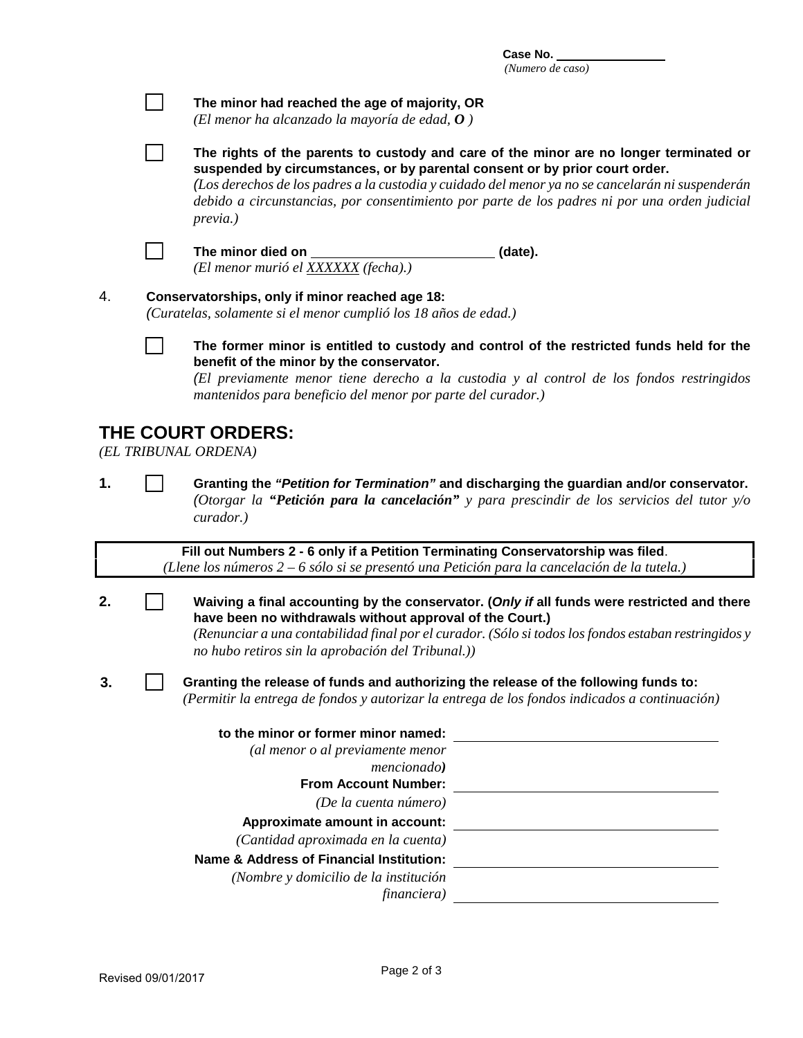Case No. ________________
*(Numero de caso)*

- ☐ **The minor had reached the age of majority, OR**
  *(El menor ha alcanzado la mayoría de edad,* ***O*** *)*

- ☐ **The rights of the parents to custody and care of the minor are no longer terminated or suspended by circumstances, or by parental consent or by prior court order.**
  *(Los derechos de los padres a la custodia y cuidado del menor ya no se cancelarán ni suspenderán debido a circunstancias, por consentimiento por parte de los padres ni por una orden judicial previa.)*

- ☐ **The minor died on ________________________ (date).**
  *(El menor murió el XXXXXX (fecha).)*

4. **Conservatorships, only if minor reached age 18:**
   *(Curatelas, solamente si el menor cumplió los 18 años de edad.)*

   - ☐ **The former minor is entitled to custody and control of the restricted funds held for the benefit of the minor by the conservator.**
     *(El previamente menor tiene derecho a la custodia y al control de los fondos restringidos mantenidos para beneficio del menor por parte del curador.)*

## THE COURT ORDERS:

*(EL TRIBUNAL ORDENA)*

1. ☐ **Granting the *"Petition for Termination"* and discharging the guardian and/or conservator.**
   *(Otorgar la* ***"Petición para la cancelación"*** *y para prescindir de los servicios del tutor y/o curador.)*

**Fill out Numbers 2 - 6 only if a Petition Terminating Conservatorship was filed**.
*(Llene los números 2 – 6 sólo si se presentó una Petición para la cancelación de la tutela.)*

2. ☐ **Waiving a final accounting by the conservator. (*Only if* all funds were restricted and there have been no withdrawals without approval of the Court.)**
   *(Renunciar a una contabilidad final por el curador. (Sólo si todos los fondos estaban restringidos y no hubo retiros sin la aprobación del Tribunal.))*

3. ☐ **Granting the release of funds and authorizing the release of the following funds to:**
   *(Permitir la entrega de fondos y autorizar la entrega de los fondos indicados a continuación)*

   **to the minor or former minor named:** ________________________________
   *(al menor o al previamente menor mencionado)*

   **From Account Number:** ________________________________
   *(De la cuenta número)*

   **Approximate amount in account:** ________________________________
   *(Cantidad aproximada en la cuenta)*

   **Name & Address of Financial Institution:** ________________________________
   *(Nombre y domicilio de la institución financiera)* ________________________________

Revised 09/01/2017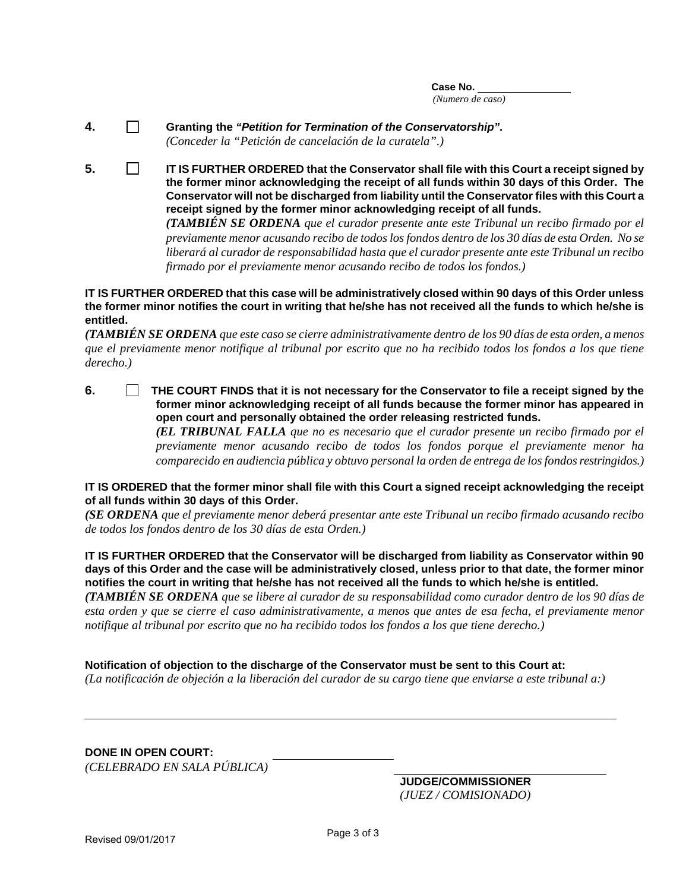**Case No.** ________________
*(Numero de caso)*

**4.** ☐ **Granting the *"Petition for Termination of the Conservatorship".***
*(Conceder la "Petición de cancelación de la curatela".)*

**5.** ☐ **IT IS FURTHER ORDERED that the Conservator shall file with this Court a receipt signed by the former minor acknowledging the receipt of all funds within 30 days of this Order. The Conservator will not be discharged from liability until the Conservator files with this Court a receipt signed by the former minor acknowledging receipt of all funds.**
*(**TAMBIÉN SE ORDENA** que el curador presente ante este Tribunal un recibo firmado por el previamente menor acusando recibo de todos los fondos dentro de los 30 días de esta Orden. No se liberará al curador de responsabilidad hasta que el curador presente ante este Tribunal un recibo firmado por el previamente menor acusando recibo de todos los fondos.)*

**IT IS FURTHER ORDERED that this case will be administratively closed within 90 days of this Order unless the former minor notifies the court in writing that he/she has not received all the funds to which he/she is entitled.**
*(**TAMBIÉN SE ORDENA** que este caso se cierre administrativamente dentro de los 90 días de esta orden, a menos que el previamente menor notifique al tribunal por escrito que no ha recibido todos los fondos a los que tiene derecho.)*

**6.** ☐ **THE COURT FINDS that it is not necessary for the Conservator to file a receipt signed by the former minor acknowledging receipt of all funds because the former minor has appeared in open court and personally obtained the order releasing restricted funds.**
*(**EL TRIBUNAL FALLA** que no es necesario que el curador presente un recibo firmado por el previamente menor acusando recibo de todos los fondos porque el previamente menor ha comparecido en audiencia pública y obtuvo personal la orden de entrega de los fondos restringidos.)*

**IT IS ORDERED that the former minor shall file with this Court a signed receipt acknowledging the receipt of all funds within 30 days of this Order.**
*(**SE ORDENA** que el previamente menor deberá presentar ante este Tribunal un recibo firmado acusando recibo de todos los fondos dentro de los 30 días de esta Orden.)*

**IT IS FURTHER ORDERED that the Conservator will be discharged from liability as Conservator within 90 days of this Order and the case will be administratively closed, unless prior to that date, the former minor notifies the court in writing that he/she has not received all the funds to which he/she is entitled.**
*(**TAMBIÉN SE ORDENA** que se libere al curador de su responsabilidad como curador dentro de los 90 días de esta orden y que se cierre el caso administrativamente, a menos que antes de esa fecha, el previamente menor notifique al tribunal por escrito que no ha recibido todos los fondos a los que tiene derecho.)*

**Notification of objection to the discharge of the Conservator must be sent to this Court at:**
*(La notificación de objeción a la liberación del curador de su cargo tiene que enviarse a este tribunal a:)*

______________________________________________________________________

**DONE IN OPEN COURT:** ____________________
*(CELEBRADO EN SALA PÚBLICA)*

______________________________
**JUDGE/COMMISSIONER**
*(JUEZ / COMISIONADO)*

Revised 09/01/2017